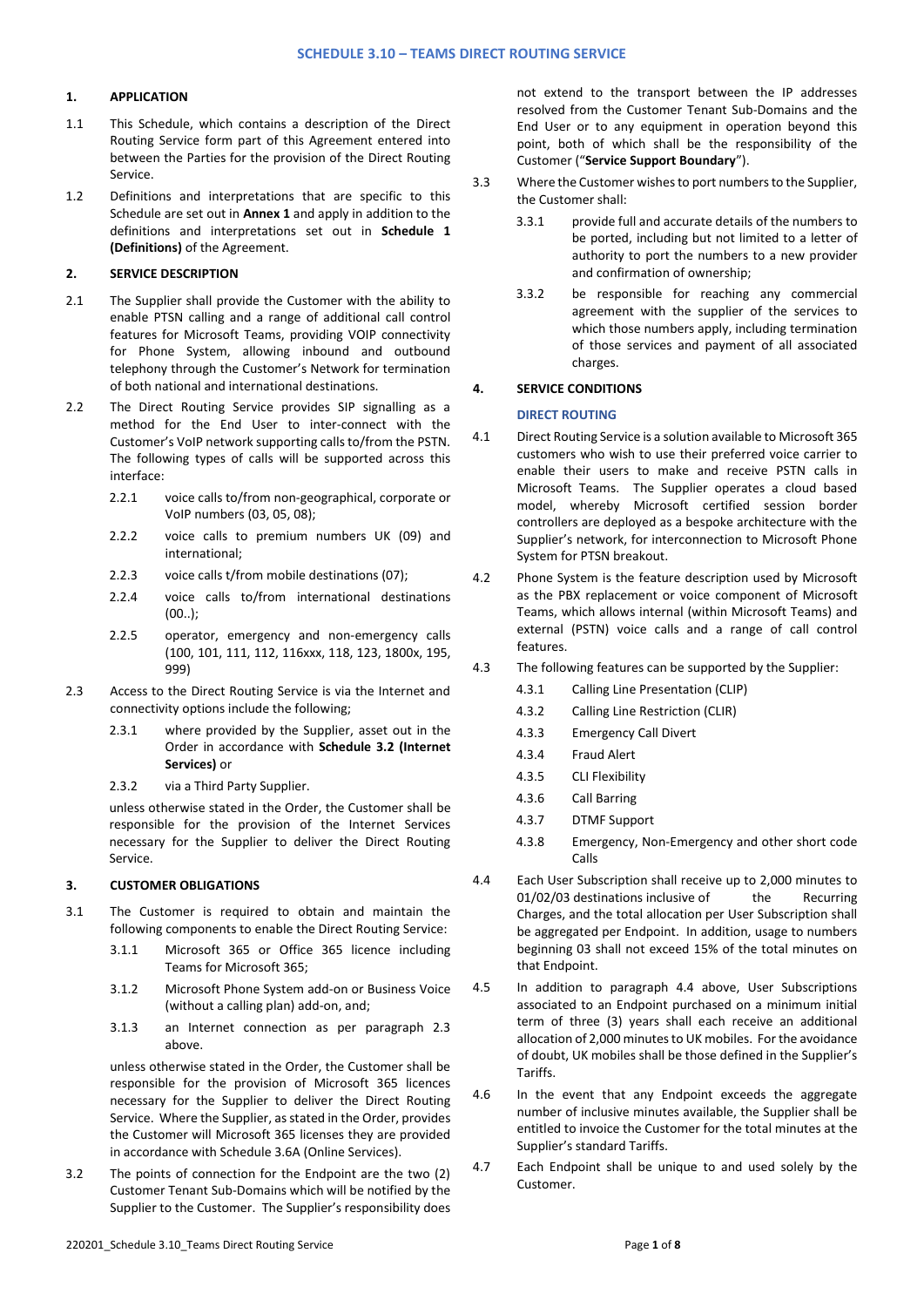# SCHEDULE 3.10 – TEAMS DIRECT ROUTING SERVICE

## 1. APPLICATION

1.1 This Schedule, which contains a description of the Direct Routing Service form part of this Agreement entered into between the Parties for the provision of the Direct Routing Service.

1.2 Definitions and interpretations that are specific to this Schedule are set out in **Annex 1** and apply in addition to the definitions and interpretations set out in **Schedule 1 (Definitions)** of the Agreement.

## 2. SERVICE DESCRIPTION

2.1 The Supplier shall provide the Customer with the ability to enable PTSN calling and a range of additional call control features for Microsoft Teams, providing VOIP connectivity for Phone System, allowing inbound and outbound telephony through the Customer's Network for termination of both national and international destinations.

2.2 The Direct Routing Service provides SIP signalling as a method for the End User to inter-connect with the Customer's VoIP network supporting calls to/from the PSTN. The following types of calls will be supported across this interface:

2.2.1 voice calls to/from non-geographical, corporate or VoIP numbers (03, 05, 08);

2.2.2 voice calls to premium numbers UK (09) and international;

2.2.3 voice calls t/from mobile destinations (07);

2.2.4 voice calls to/from international destinations (00..);

2.2.5 operator, emergency and non-emergency calls (100, 101, 111, 112, 116xxx, 118, 123, 1800x, 195, 999)

2.3 Access to the Direct Routing Service is via the Internet and connectivity options include the following;

2.3.1 where provided by the Supplier, asset out in the Order in accordance with **Schedule 3.2 (Internet Services)** or

2.3.2 via a Third Party Supplier.

unless otherwise stated in the Order, the Customer shall be responsible for the provision of the Internet Services necessary for the Supplier to deliver the Direct Routing Service.

## 3. CUSTOMER OBLIGATIONS

3.1 The Customer is required to obtain and maintain the following components to enable the Direct Routing Service:

3.1.1 Microsoft 365 or Office 365 licence including Teams for Microsoft 365;

3.1.2 Microsoft Phone System add-on or Business Voice (without a calling plan) add-on, and;

3.1.3 an Internet connection as per paragraph 2.3 above.

unless otherwise stated in the Order, the Customer shall be responsible for the provision of Microsoft 365 licences necessary for the Supplier to deliver the Direct Routing Service. Where the Supplier, as stated in the Order, provides the Customer will Microsoft 365 licenses they are provided in accordance with Schedule 3.6A (Online Services).

3.2 The points of connection for the Endpoint are the two (2) Customer Tenant Sub-Domains which will be notified by the Supplier to the Customer. The Supplier's responsibility does not extend to the transport between the IP addresses resolved from the Customer Tenant Sub-Domains and the End User or to any equipment in operation beyond this point, both of which shall be the responsibility of the Customer ("**Service Support Boundary**").

3.3 Where the Customer wishes to port numbers to the Supplier, the Customer shall:

3.3.1 provide full and accurate details of the numbers to be ported, including but not limited to a letter of authority to port the numbers to a new provider and confirmation of ownership;

3.3.2 be responsible for reaching any commercial agreement with the supplier of the services to which those numbers apply, including termination of those services and payment of all associated charges.

## 4. SERVICE CONDITIONS

### DIRECT ROUTING

4.1 Direct Routing Service is a solution available to Microsoft 365 customers who wish to use their preferred voice carrier to enable their users to make and receive PSTN calls in Microsoft Teams. The Supplier operates a cloud based model, whereby Microsoft certified session border controllers are deployed as a bespoke architecture with the Supplier's network, for interconnection to Microsoft Phone System for PTSN breakout.

4.2 Phone System is the feature description used by Microsoft as the PBX replacement or voice component of Microsoft Teams, which allows internal (within Microsoft Teams) and external (PSTN) voice calls and a range of call control features.

4.3 The following features can be supported by the Supplier:

4.3.1 Calling Line Presentation (CLIP)

4.3.2 Calling Line Restriction (CLIR)

4.3.3 Emergency Call Divert

4.3.4 Fraud Alert

4.3.5 CLI Flexibility

4.3.6 Call Barring

4.3.7 DTMF Support

4.3.8 Emergency, Non-Emergency and other short code Calls

4.4 Each User Subscription shall receive up to 2,000 minutes to 01/02/03 destinations inclusive of the Recurring Charges, and the total allocation per User Subscription shall be aggregated per Endpoint. In addition, usage to numbers beginning 03 shall not exceed 15% of the total minutes on that Endpoint.

4.5 In addition to paragraph 4.4 above, User Subscriptions associated to an Endpoint purchased on a minimum initial term of three (3) years shall each receive an additional allocation of 2,000 minutes to UK mobiles. For the avoidance of doubt, UK mobiles shall be those defined in the Supplier's Tariffs.

4.6 In the event that any Endpoint exceeds the aggregate number of inclusive minutes available, the Supplier shall be entitled to invoice the Customer for the total minutes at the Supplier's standard Tariffs.

4.7 Each Endpoint shall be unique to and used solely by the Customer.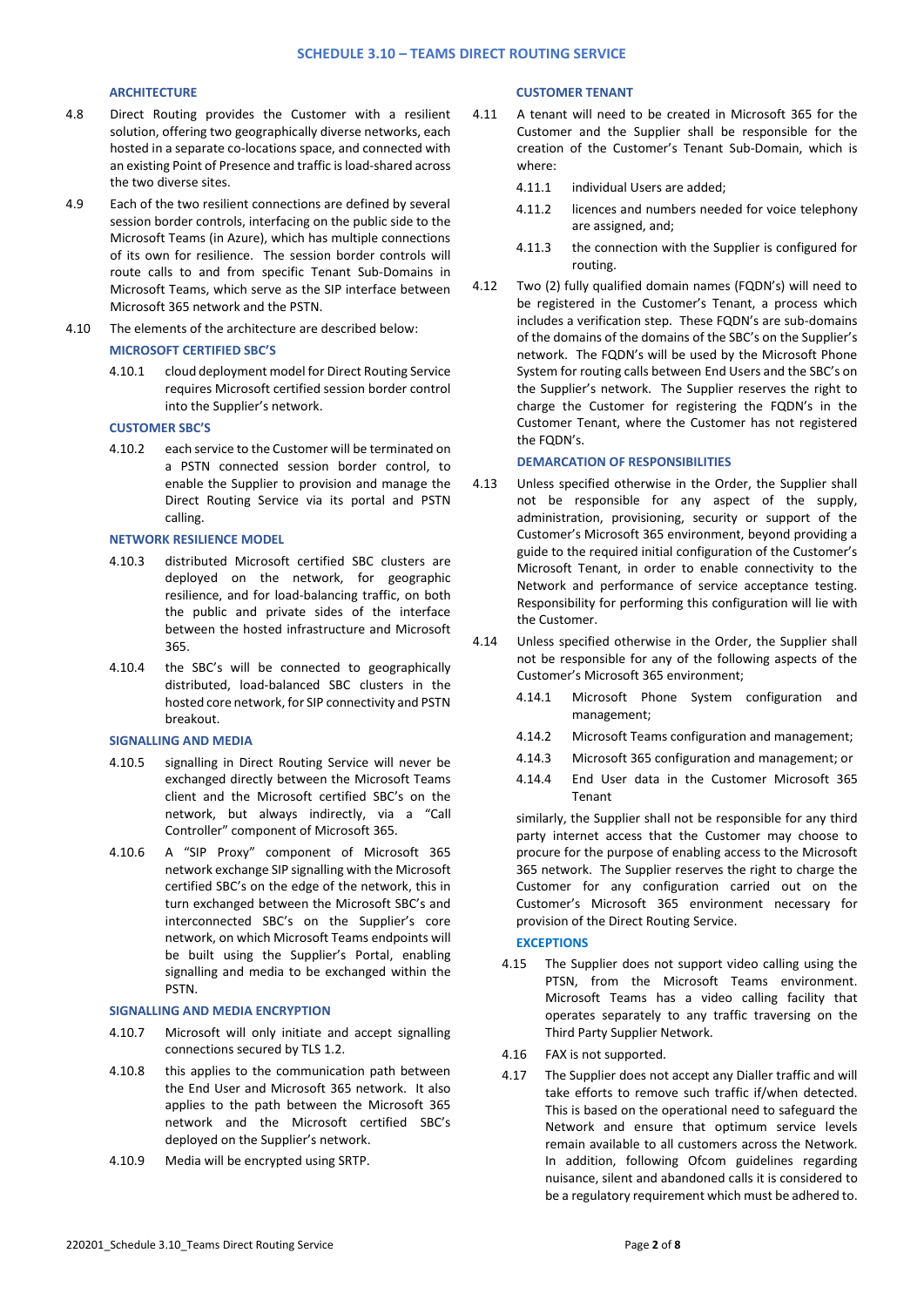## SCHEDULE 3.10 – TEAMS DIRECT ROUTING SERVICE

### ARCHITECTURE

4.8 Direct Routing provides the Customer with a resilient solution, offering two geographically diverse networks, each hosted in a separate co-locations space, and connected with an existing Point of Presence and traffic is load-shared across the two diverse sites.

4.9 Each of the two resilient connections are defined by several session border controls, interfacing on the public side to the Microsoft Teams (in Azure), which has multiple connections of its own for resilience. The session border controls will route calls to and from specific Tenant Sub-Domains in Microsoft Teams, which serve as the SIP interface between Microsoft 365 network and the PSTN.

4.10 The elements of the architecture are described below:

**MICROSOFT CERTIFIED SBC'S**

4.10.1 cloud deployment model for Direct Routing Service requires Microsoft certified session border control into the Supplier's network.

**CUSTOMER SBC'S**

4.10.2 each service to the Customer will be terminated on a PSTN connected session border control, to enable the Supplier to provision and manage the Direct Routing Service via its portal and PSTN calling.

**NETWORK RESILIENCE MODEL**

4.10.3 distributed Microsoft certified SBC clusters are deployed on the network, for geographic resilience, and for load-balancing traffic, on both the public and private sides of the interface between the hosted infrastructure and Microsoft 365.

4.10.4 the SBC's will be connected to geographically distributed, load-balanced SBC clusters in the hosted core network, for SIP connectivity and PSTN breakout.

**SIGNALLING AND MEDIA**

4.10.5 signalling in Direct Routing Service will never be exchanged directly between the Microsoft Teams client and the Microsoft certified SBC's on the network, but always indirectly, via a "Call Controller" component of Microsoft 365.

4.10.6 A "SIP Proxy" component of Microsoft 365 network exchange SIP signalling with the Microsoft certified SBC's on the edge of the network, this in turn exchanged between the Microsoft SBC's and interconnected SBC's on the Supplier's core network, on which Microsoft Teams endpoints will be built using the Supplier's Portal, enabling signalling and media to be exchanged within the PSTN.

**SIGNALLING AND MEDIA ENCRYPTION**

4.10.7 Microsoft will only initiate and accept signalling connections secured by TLS 1.2.

4.10.8 this applies to the communication path between the End User and Microsoft 365 network. It also applies to the path between the Microsoft 365 network and the Microsoft certified SBC's deployed on the Supplier's network.

4.10.9 Media will be encrypted using SRTP.

### CUSTOMER TENANT

4.11 A tenant will need to be created in Microsoft 365 for the Customer and the Supplier shall be responsible for the creation of the Customer's Tenant Sub-Domain, which is where:

4.11.1 individual Users are added;

4.11.2 licences and numbers needed for voice telephony are assigned, and;

4.11.3 the connection with the Supplier is configured for routing.

4.12 Two (2) fully qualified domain names (FQDN's) will need to be registered in the Customer's Tenant, a process which includes a verification step. These FQDN's are sub-domains of the domains of the domains of the SBC's on the Supplier's network. The FQDN's will be used by the Microsoft Phone System for routing calls between End Users and the SBC's on the Supplier's network. The Supplier reserves the right to charge the Customer for registering the FQDN's in the Customer Tenant, where the Customer has not registered the FQDN's.

### DEMARCATION OF RESPONSIBILITIES

4.13 Unless specified otherwise in the Order, the Supplier shall not be responsible for any aspect of the supply, administration, provisioning, security or support of the Customer's Microsoft 365 environment, beyond providing a guide to the required initial configuration of the Customer's Microsoft Tenant, in order to enable connectivity to the Network and performance of service acceptance testing. Responsibility for performing this configuration will lie with the Customer.

4.14 Unless specified otherwise in the Order, the Supplier shall not be responsible for any of the following aspects of the Customer's Microsoft 365 environment;

4.14.1 Microsoft Phone System configuration and management;

4.14.2 Microsoft Teams configuration and management;

4.14.3 Microsoft 365 configuration and management; or

4.14.4 End User data in the Customer Microsoft 365 Tenant

similarly, the Supplier shall not be responsible for any third party internet access that the Customer may choose to procure for the purpose of enabling access to the Microsoft 365 network. The Supplier reserves the right to charge the Customer for any configuration carried out on the Customer's Microsoft 365 environment necessary for provision of the Direct Routing Service.

### EXCEPTIONS

4.15 The Supplier does not support video calling using the PTSN, from the Microsoft Teams environment. Microsoft Teams has a video calling facility that operates separately to any traffic traversing on the Third Party Supplier Network.

4.16 FAX is not supported.

4.17 The Supplier does not accept any Dialler traffic and will take efforts to remove such traffic if/when detected. This is based on the operational need to safeguard the Network and ensure that optimum service levels remain available to all customers across the Network. In addition, following Ofcom guidelines regarding nuisance, silent and abandoned calls it is considered to be a regulatory requirement which must be adhered to.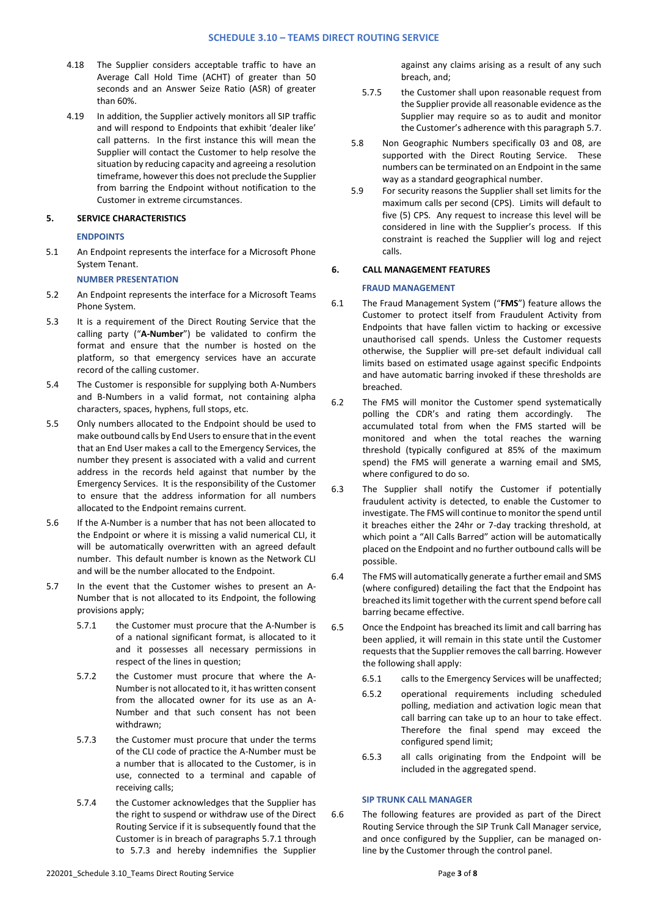4.18 The Supplier considers acceptable traffic to have an Average Call Hold Time (ACHT) of greater than 50 seconds and an Answer Seize Ratio (ASR) of greater than 60%.

4.19 In addition, the Supplier actively monitors all SIP traffic and will respond to Endpoints that exhibit 'dealer like' call patterns. In the first instance this will mean the Supplier will contact the Customer to help resolve the situation by reducing capacity and agreeing a resolution timeframe, however this does not preclude the Supplier from barring the Endpoint without notification to the Customer in extreme circumstances.

## 5. SERVICE CHARACTERISTICS

### ENDPOINTS

5.1 An Endpoint represents the interface for a Microsoft Phone System Tenant.

### NUMBER PRESENTATION

5.2 An Endpoint represents the interface for a Microsoft Teams Phone System.

5.3 It is a requirement of the Direct Routing Service that the calling party ("**A-Number**") be validated to confirm the format and ensure that the number is hosted on the platform, so that emergency services have an accurate record of the calling customer.

5.4 The Customer is responsible for supplying both A-Numbers and B-Numbers in a valid format, not containing alpha characters, spaces, hyphens, full stops, etc.

5.5 Only numbers allocated to the Endpoint should be used to make outbound calls by End Users to ensure that in the event that an End User makes a call to the Emergency Services, the number they present is associated with a valid and current address in the records held against that number by the Emergency Services. It is the responsibility of the Customer to ensure that the address information for all numbers allocated to the Endpoint remains current.

5.6 If the A-Number is a number that has not been allocated to the Endpoint or where it is missing a valid numerical CLI, it will be automatically overwritten with an agreed default number. This default number is known as the Network CLI and will be the number allocated to the Endpoint.

5.7 In the event that the Customer wishes to present an A-Number that is not allocated to its Endpoint, the following provisions apply;

5.7.1 the Customer must procure that the A-Number is of a national significant format, is allocated to it and it possesses all necessary permissions in respect of the lines in question;

5.7.2 the Customer must procure that where the A-Number is not allocated to it, it has written consent from the allocated owner for its use as an A-Number and that such consent has not been withdrawn;

5.7.3 the Customer must procure that under the terms of the CLI code of practice the A-Number must be a number that is allocated to the Customer, is in use, connected to a terminal and capable of receiving calls;

5.7.4 the Customer acknowledges that the Supplier has the right to suspend or withdraw use of the Direct Routing Service if it is subsequently found that the Customer is in breach of paragraphs 5.7.1 through to 5.7.3 and hereby indemnifies the Supplier against any claims arising as a result of any such breach, and;

5.7.5 the Customer shall upon reasonable request from the Supplier provide all reasonable evidence as the Supplier may require so as to audit and monitor the Customer's adherence with this paragraph 5.7.

5.8 Non Geographic Numbers specifically 03 and 08, are supported with the Direct Routing Service. These numbers can be terminated on an Endpoint in the same way as a standard geographical number.

5.9 For security reasons the Supplier shall set limits for the maximum calls per second (CPS). Limits will default to five (5) CPS. Any request to increase this level will be considered in line with the Supplier's process. If this constraint is reached the Supplier will log and reject calls.

## 6. CALL MANAGEMENT FEATURES

### FRAUD MANAGEMENT

6.1 The Fraud Management System ("**FMS**") feature allows the Customer to protect itself from Fraudulent Activity from Endpoints that have fallen victim to hacking or excessive unauthorised call spends. Unless the Customer requests otherwise, the Supplier will pre-set default individual call limits based on estimated usage against specific Endpoints and have automatic barring invoked if these thresholds are breached.

6.2 The FMS will monitor the Customer spend systematically polling the CDR's and rating them accordingly. The accumulated total from when the FMS started will be monitored and when the total reaches the warning threshold (typically configured at 85% of the maximum spend) the FMS will generate a warning email and SMS, where configured to do so.

6.3 The Supplier shall notify the Customer if potentially fraudulent activity is detected, to enable the Customer to investigate. The FMS will continue to monitor the spend until it breaches either the 24hr or 7-day tracking threshold, at which point a "All Calls Barred" action will be automatically placed on the Endpoint and no further outbound calls will be possible.

6.4 The FMS will automatically generate a further email and SMS (where configured) detailing the fact that the Endpoint has breached its limit together with the current spend before call barring became effective.

6.5 Once the Endpoint has breached its limit and call barring has been applied, it will remain in this state until the Customer requests that the Supplier removes the call barring. However the following shall apply:

6.5.1 calls to the Emergency Services will be unaffected;

6.5.2 operational requirements including scheduled polling, mediation and activation logic mean that call barring can take up to an hour to take effect. Therefore the final spend may exceed the configured spend limit;

6.5.3 all calls originating from the Endpoint will be included in the aggregated spend.

### SIP TRUNK CALL MANAGER

6.6 The following features are provided as part of the Direct Routing Service through the SIP Trunk Call Manager service, and once configured by the Supplier, can be managed on-line by the Customer through the control panel.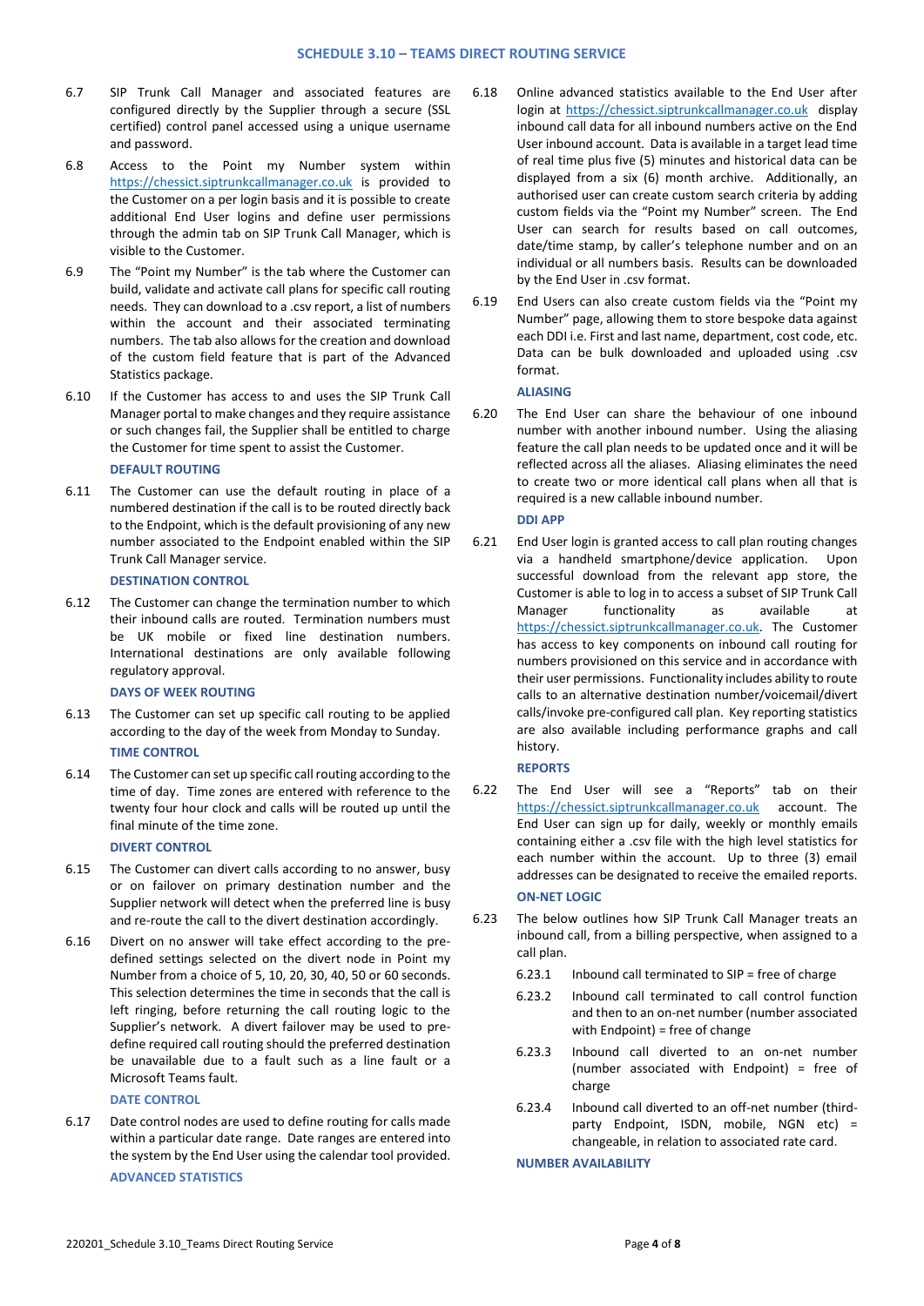6.7 SIP Trunk Call Manager and associated features are configured directly by the Supplier through a secure (SSL certified) control panel accessed using a unique username and password.

6.8 Access to the Point my Number system within https://chessict.siptrunkcallmanager.co.uk is provided to the Customer on a per login basis and it is possible to create additional End User logins and define user permissions through the admin tab on SIP Trunk Call Manager, which is visible to the Customer.

6.9 The "Point my Number" is the tab where the Customer can build, validate and activate call plans for specific call routing needs. They can download to a .csv report, a list of numbers within the account and their associated terminating numbers. The tab also allows for the creation and download of the custom field feature that is part of the Advanced Statistics package.

6.10 If the Customer has access to and uses the SIP Trunk Call Manager portal to make changes and they require assistance or such changes fail, the Supplier shall be entitled to charge the Customer for time spent to assist the Customer.

### DEFAULT ROUTING

6.11 The Customer can use the default routing in place of a numbered destination if the call is to be routed directly back to the Endpoint, which is the default provisioning of any new number associated to the Endpoint enabled within the SIP Trunk Call Manager service.

### DESTINATION CONTROL

6.12 The Customer can change the termination number to which their inbound calls are routed. Termination numbers must be UK mobile or fixed line destination numbers. International destinations are only available following regulatory approval.

### DAYS OF WEEK ROUTING

6.13 The Customer can set up specific call routing to be applied according to the day of the week from Monday to Sunday.

### TIME CONTROL

6.14 The Customer can set up specific call routing according to the time of day. Time zones are entered with reference to the twenty four hour clock and calls will be routed up until the final minute of the time zone.

### DIVERT CONTROL

6.15 The Customer can divert calls according to no answer, busy or on failover on primary destination number and the Supplier network will detect when the preferred line is busy and re-route the call to the divert destination accordingly.

6.16 Divert on no answer will take effect according to the pre-defined settings selected on the divert node in Point my Number from a choice of 5, 10, 20, 30, 40, 50 or 60 seconds. This selection determines the time in seconds that the call is left ringing, before returning the call routing logic to the Supplier's network. A divert failover may be used to pre-define required call routing should the preferred destination be unavailable due to a fault such as a line fault or a Microsoft Teams fault.

### DATE CONTROL

6.17 Date control nodes are used to define routing for calls made within a particular date range. Date ranges are entered into the system by the End User using the calendar tool provided.

### ADVANCED STATISTICS

6.18 Online advanced statistics available to the End User after login at https://chessict.siptrunkcallmanager.co.uk display inbound call data for all inbound numbers active on the End User inbound account. Data is available in a target lead time of real time plus five (5) minutes and historical data can be displayed from a six (6) month archive. Additionally, an authorised user can create custom search criteria by adding custom fields via the "Point my Number" screen. The End User can search for results based on call outcomes, date/time stamp, by caller's telephone number and on an individual or all numbers basis. Results can be downloaded by the End User in .csv format.

6.19 End Users can also create custom fields via the "Point my Number" page, allowing them to store bespoke data against each DDI i.e. First and last name, department, cost code, etc. Data can be bulk downloaded and uploaded using .csv format.

### ALIASING

6.20 The End User can share the behaviour of one inbound number with another inbound number. Using the aliasing feature the call plan needs to be updated once and it will be reflected across all the aliases. Aliasing eliminates the need to create two or more identical call plans when all that is required is a new callable inbound number.

### DDI APP

6.21 End User login is granted access to call plan routing changes via a handheld smartphone/device application. Upon successful download from the relevant app store, the Customer is able to log in to access a subset of SIP Trunk Call Manager functionality as available at https://chessict.siptrunkcallmanager.co.uk. The Customer has access to key components on inbound call routing for numbers provisioned on this service and in accordance with their user permissions. Functionality includes ability to route calls to an alternative destination number/voicemail/divert calls/invoke pre-configured call plan. Key reporting statistics are also available including performance graphs and call history.

### REPORTS

6.22 The End User will see a "Reports" tab on their https://chessict.siptrunkcallmanager.co.uk account. The End User can sign up for daily, weekly or monthly emails containing either a .csv file with the high level statistics for each number within the account. Up to three (3) email addresses can be designated to receive the emailed reports.

### ON-NET LOGIC

6.23 The below outlines how SIP Trunk Call Manager treats an inbound call, from a billing perspective, when assigned to a call plan.

6.23.1 Inbound call terminated to SIP = free of charge

6.23.2 Inbound call terminated to call control function and then to an on-net number (number associated with Endpoint) = free of charge

6.23.3 Inbound call diverted to an on-net number (number associated with Endpoint) = free of charge

6.23.4 Inbound call diverted to an off-net number (third-party Endpoint, ISDN, mobile, NGN etc) = changeable, in relation to associated rate card.

### NUMBER AVAILABILITY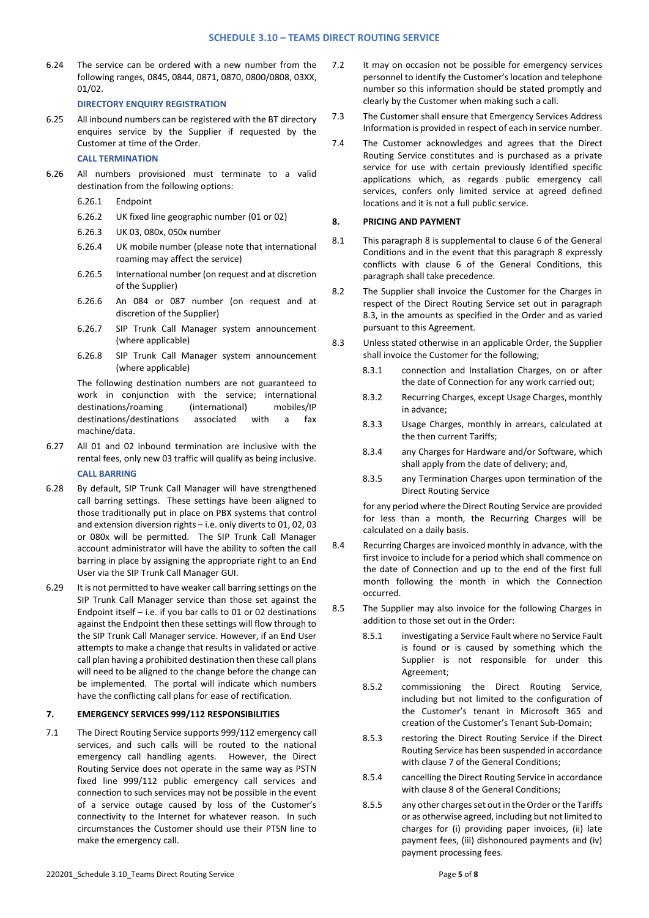6.24 The service can be ordered with a new number from the following ranges, 0845, 0844, 0871, 0870, 0800/0808, 03XX, 01/02.

**DIRECTORY ENQUIRY REGISTRATION**

6.25 All inbound numbers can be registered with the BT directory enquires service by the Supplier if requested by the Customer at time of the Order.

**CALL TERMINATION**

6.26 All numbers provisioned must terminate to a valid destination from the following options:

- 6.26.1 Endpoint
- 6.26.2 UK fixed line geographic number (01 or 02)
- 6.26.3 UK 03, 080x, 050x number
- 6.26.4 UK mobile number (please note that international roaming may affect the service)
- 6.26.5 International number (on request and at discretion of the Supplier)
- 6.26.6 An 084 or 087 number (on request and at discretion of the Supplier)
- 6.26.7 SIP Trunk Call Manager system announcement (where applicable)
- 6.26.8 SIP Trunk Call Manager system announcement (where applicable)

The following destination numbers are not guaranteed to work in conjunction with the service; international destinations/roaming (international) mobiles/IP destinations/destinations associated with a fax machine/data.

6.27 All 01 and 02 inbound termination are inclusive with the rental fees, only new 03 traffic will qualify as being inclusive.

**CALL BARRING**

6.28 By default, SIP Trunk Call Manager will have strengthened call barring settings. These settings have been aligned to those traditionally put in place on PBX systems that control and extension diversion rights – i.e. only diverts to 01, 02, 03 or 080x will be permitted. The SIP Trunk Call Manager account administrator will have the ability to soften the call barring in place by assigning the appropriate right to an End User via the SIP Trunk Call Manager GUI.

6.29 It is not permitted to have weaker call barring settings on the SIP Trunk Call Manager service than those set against the Endpoint itself – i.e. if you bar calls to 01 or 02 destinations against the Endpoint then these settings will flow through to the SIP Trunk Call Manager service. However, if an End User attempts to make a change that results in validated or active call plan having a prohibited destination then these call plans will need to be aligned to the change before the change can be implemented. The portal will indicate which numbers have the conflicting call plans for ease of rectification.

## 7. EMERGENCY SERVICES 999/112 RESPONSIBILITIES

7.1 The Direct Routing Service supports 999/112 emergency call services, and such calls will be routed to the national emergency call handling agents. However, the Direct Routing Service does not operate in the same way as PSTN fixed line 999/112 public emergency call services and connection to such services may not be possible in the event of a service outage caused by loss of the Customer's connectivity to the Internet for whatever reason. In such circumstances the Customer should use their PTSN line to make the emergency call.

7.2 It may on occasion not be possible for emergency services personnel to identify the Customer's location and telephone number so this information should be stated promptly and clearly by the Customer when making such a call.

7.3 The Customer shall ensure that Emergency Services Address Information is provided in respect of each in service number.

7.4 The Customer acknowledges and agrees that the Direct Routing Service constitutes and is purchased as a private service for use with certain previously identified specific applications which, as regards public emergency call services, confers only limited service at agreed defined locations and it is not a full public service.

## 8. PRICING AND PAYMENT

8.1 This paragraph 8 is supplemental to clause 6 of the General Conditions and in the event that this paragraph 8 expressly conflicts with clause 6 of the General Conditions, this paragraph shall take precedence.

8.2 The Supplier shall invoice the Customer for the Charges in respect of the Direct Routing Service set out in paragraph 8.3, in the amounts as specified in the Order and as varied pursuant to this Agreement.

8.3 Unless stated otherwise in an applicable Order, the Supplier shall invoice the Customer for the following;

- 8.3.1 connection and Installation Charges, on or after the date of Connection for any work carried out;
- 8.3.2 Recurring Charges, except Usage Charges, monthly in advance;
- 8.3.3 Usage Charges, monthly in arrears, calculated at the then current Tariffs;
- 8.3.4 any Charges for Hardware and/or Software, which shall apply from the date of delivery; and,
- 8.3.5 any Termination Charges upon termination of the Direct Routing Service

for any period where the Direct Routing Service are provided for less than a month, the Recurring Charges will be calculated on a daily basis.

8.4 Recurring Charges are invoiced monthly in advance, with the first invoice to include for a period which shall commence on the date of Connection and up to the end of the first full month following the month in which the Connection occurred.

8.5 The Supplier may also invoice for the following Charges in addition to those set out in the Order:

- 8.5.1 investigating a Service Fault where no Service Fault is found or is caused by something which the Supplier is not responsible for under this Agreement;
- 8.5.2 commissioning the Direct Routing Service, including but not limited to the configuration of the Customer's tenant in Microsoft 365 and creation of the Customer's Tenant Sub-Domain;
- 8.5.3 restoring the Direct Routing Service if the Direct Routing Service has been suspended in accordance with clause 7 of the General Conditions;
- 8.5.4 cancelling the Direct Routing Service in accordance with clause 8 of the General Conditions;
- 8.5.5 any other charges set out in the Order or the Tariffs or as otherwise agreed, including but not limited to charges for (i) providing paper invoices, (ii) late payment fees, (iii) dishonoured payments and (iv) payment processing fees.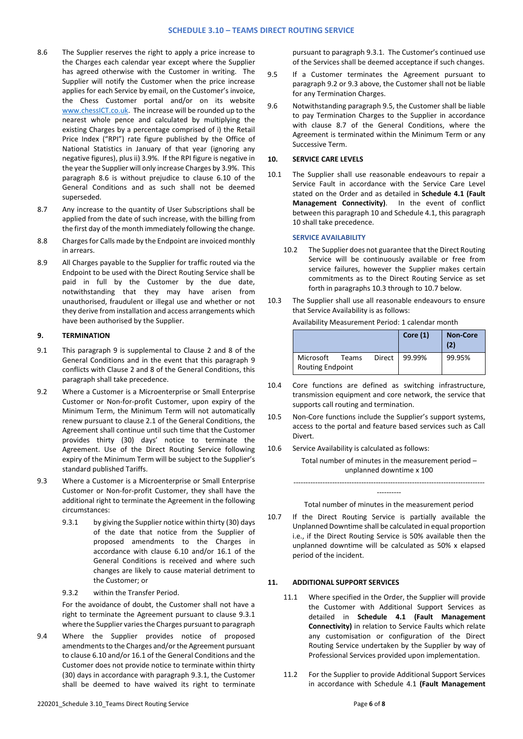8.6 The Supplier reserves the right to apply a price increase to the Charges each calendar year except where the Supplier has agreed otherwise with the Customer in writing. The Supplier will notify the Customer when the price increase applies for each Service by email, on the Customer's invoice, the Chess Customer portal and/or on its website www.chessICT.co.uk. The increase will be rounded up to the nearest whole pence and calculated by multiplying the existing Charges by a percentage comprised of i) the Retail Price Index ("RPI") rate figure published by the Office of National Statistics in January of that year (ignoring any negative figures), plus ii) 3.9%. If the RPI figure is negative in the year the Supplier will only increase Charges by 3.9%. This paragraph 8.6 is without prejudice to clause 6.10 of the General Conditions and as such shall not be deemed superseded.

8.7 Any increase to the quantity of User Subscriptions shall be applied from the date of such increase, with the billing from the first day of the month immediately following the change.

8.8 Charges for Calls made by the Endpoint are invoiced monthly in arrears.

8.9 All Charges payable to the Supplier for traffic routed via the Endpoint to be used with the Direct Routing Service shall be paid in full by the Customer by the due date, notwithstanding that they may have arisen from unauthorised, fraudulent or illegal use and whether or not they derive from installation and access arrangements which have been authorised by the Supplier.

## 9. TERMINATION

9.1 This paragraph 9 is supplemental to Clause 2 and 8 of the General Conditions and in the event that this paragraph 9 conflicts with Clause 2 and 8 of the General Conditions, this paragraph shall take precedence.

9.2 Where a Customer is a Microenterprise or Small Enterprise Customer or Non-for-profit Customer, upon expiry of the Minimum Term, the Minimum Term will not automatically renew pursuant to clause 2.1 of the General Conditions, the Agreement shall continue until such time that the Customer provides thirty (30) days' notice to terminate the Agreement. Use of the Direct Routing Service following expiry of the Minimum Term will be subject to the Supplier's standard published Tariffs.

9.3 Where a Customer is a Microenterprise or Small Enterprise Customer or Non-for-profit Customer, they shall have the additional right to terminate the Agreement in the following circumstances:

9.3.1 by giving the Supplier notice within thirty (30) days of the date that notice from the Supplier of proposed amendments to the Charges in accordance with clause 6.10 and/or 16.1 of the General Conditions is received and where such changes are likely to cause material detriment to the Customer; or

9.3.2 within the Transfer Period.

For the avoidance of doubt, the Customer shall not have a right to terminate the Agreement pursuant to clause 9.3.1 where the Supplier varies the Charges pursuant to paragraph

9.4 Where the Supplier provides notice of proposed amendments to the Charges and/or the Agreement pursuant to clause 6.10 and/or 16.1 of the General Conditions and the Customer does not provide notice to terminate within thirty (30) days in accordance with paragraph 9.3.1, the Customer shall be deemed to have waived its right to terminate pursuant to paragraph 9.3.1. The Customer's continued use of the Services shall be deemed acceptance if such changes.

9.5 If a Customer terminates the Agreement pursuant to paragraph 9.2 or 9.3 above, the Customer shall not be liable for any Termination Charges.

9.6 Notwithstanding paragraph 9.5, the Customer shall be liable to pay Termination Charges to the Supplier in accordance with clause 8.7 of the General Conditions, where the Agreement is terminated within the Minimum Term or any Successive Term.

## 10. SERVICE CARE LEVELS

10.1 The Supplier shall use reasonable endeavours to repair a Service Fault in accordance with the Service Care Level stated on the Order and as detailed in **Schedule 4.1 (Fault Management Connectivity)**. In the event of conflict between this paragraph 10 and Schedule 4.1, this paragraph 10 shall take precedence.

### SERVICE AVAILABILITY

10.2 The Supplier does not guarantee that the Direct Routing Service will be continuously available or free from service failures, however the Supplier makes certain commitments as to the Direct Routing Service as set forth in paragraphs 10.3 through to 10.7 below.

10.3 The Supplier shall use all reasonable endeavours to ensure that Service Availability is as follows:

Availability Measurement Period: 1 calendar month

| | Core (1) | Non-Core (2) |
|---|---|---|
| Microsoft Teams Direct Routing Endpoint | 99.99% | 99.95% |

10.4 Core functions are defined as switching infrastructure, transmission equipment and core network, the service that supports call routing and termination.

10.5 Non-Core functions include the Supplier's support systems, access to the portal and feature based services such as Call Divert.

10.6 Service Availability is calculated as follows:

$$\frac{\text{Total number of minutes in the measurement period} - \text{unplanned downtime} \times 100}{\text{Total number of minutes in the measurement period}}$$

10.7 If the Direct Routing Service is partially available the Unplanned Downtime shall be calculated in equal proportion i.e., if the Direct Routing Service is 50% available then the unplanned downtime will be calculated as 50% x elapsed period of the incident.

## 11. ADDITIONAL SUPPORT SERVICES

11.1 Where specified in the Order, the Supplier will provide the Customer with Additional Support Services as detailed in **Schedule 4.1 (Fault Management Connectivity)** in relation to Service Faults which relate any customisation or configuration of the Direct Routing Service undertaken by the Supplier by way of Professional Services provided upon implementation.

11.2 For the Supplier to provide Additional Support Services in accordance with Schedule 4.1 **(Fault Management**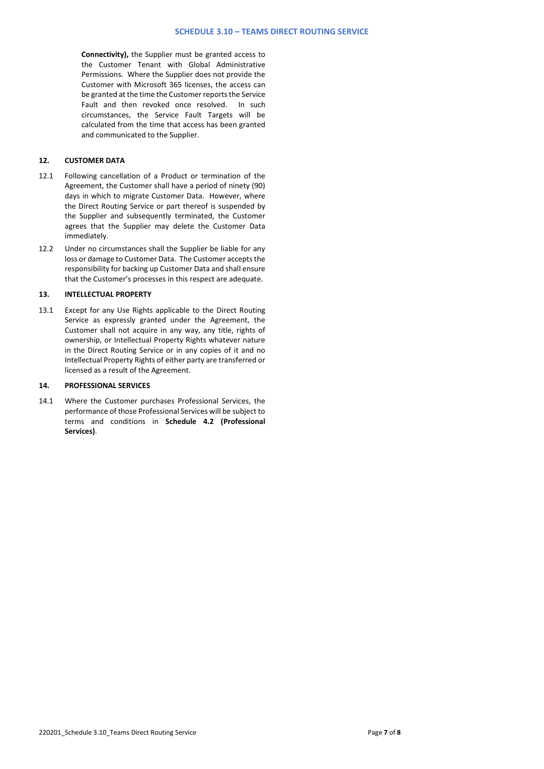**Connectivity),** the Supplier must be granted access to the Customer Tenant with Global Administrative Permissions. Where the Supplier does not provide the Customer with Microsoft 365 licenses, the access can be granted at the time the Customer reports the Service Fault and then revoked once resolved. In such circumstances, the Service Fault Targets will be calculated from the time that access has been granted and communicated to the Supplier.

## 12. CUSTOMER DATA

12.1 Following cancellation of a Product or termination of the Agreement, the Customer shall have a period of ninety (90) days in which to migrate Customer Data. However, where the Direct Routing Service or part thereof is suspended by the Supplier and subsequently terminated, the Customer agrees that the Supplier may delete the Customer Data immediately.

12.2 Under no circumstances shall the Supplier be liable for any loss or damage to Customer Data. The Customer accepts the responsibility for backing up Customer Data and shall ensure that the Customer's processes in this respect are adequate.

## 13. INTELLECTUAL PROPERTY

13.1 Except for any Use Rights applicable to the Direct Routing Service as expressly granted under the Agreement, the Customer shall not acquire in any way, any title, rights of ownership, or Intellectual Property Rights whatever nature in the Direct Routing Service or in any copies of it and no Intellectual Property Rights of either party are transferred or licensed as a result of the Agreement.

## 14. PROFESSIONAL SERVICES

14.1 Where the Customer purchases Professional Services, the performance of those Professional Services will be subject to terms and conditions in **Schedule 4.2 (Professional Services)**.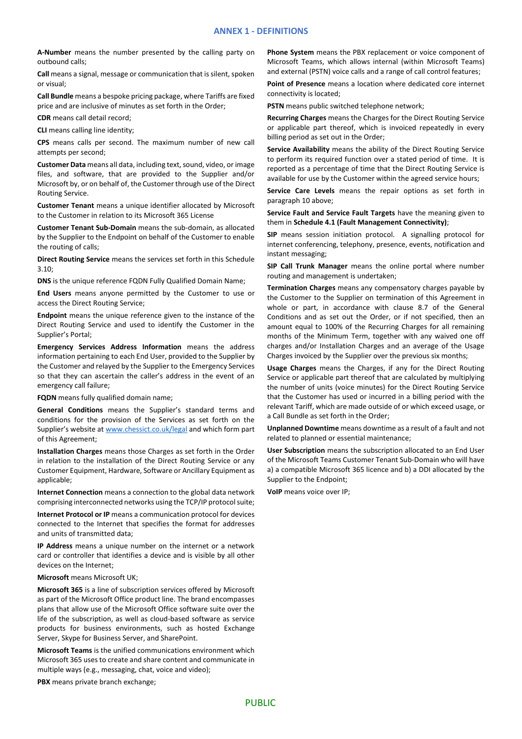## ANNEX 1 - DEFINITIONS

**A-Number** means the number presented by the calling party on outbound calls;

**Call** means a signal, message or communication that is silent, spoken or visual;

**Call Bundle** means a bespoke pricing package, where Tariffs are fixed price and are inclusive of minutes as set forth in the Order;

**CDR** means call detail record;

**CLI** means calling line identity;

**CPS** means calls per second. The maximum number of new call attempts per second;

**Customer Data** means all data, including text, sound, video, or image files, and software, that are provided to the Supplier and/or Microsoft by, or on behalf of, the Customer through use of the Direct Routing Service.

**Customer Tenant** means a unique identifier allocated by Microsoft to the Customer in relation to its Microsoft 365 License

**Customer Tenant Sub-Domain** means the sub-domain, as allocated by the Supplier to the Endpoint on behalf of the Customer to enable the routing of calls;

**Direct Routing Service** means the services set forth in this Schedule 3.10;

**DNS** is the unique reference FQDN Fully Qualified Domain Name;

**End Users** means anyone permitted by the Customer to use or access the Direct Routing Service;

**Endpoint** means the unique reference given to the instance of the Direct Routing Service and used to identify the Customer in the Supplier's Portal;

**Emergency Services Address Information** means the address information pertaining to each End User, provided to the Supplier by the Customer and relayed by the Supplier to the Emergency Services so that they can ascertain the caller's address in the event of an emergency call failure;

**FQDN** means fully qualified domain name;

**General Conditions** means the Supplier's standard terms and conditions for the provision of the Services as set forth on the Supplier's website at www.chessict.co.uk/legal and which form part of this Agreement;

**Installation Charges** means those Charges as set forth in the Order in relation to the installation of the Direct Routing Service or any Customer Equipment, Hardware, Software or Ancillary Equipment as applicable;

**Internet Connection** means a connection to the global data network comprising interconnected networks using the TCP/IP protocol suite;

**Internet Protocol or IP** means a communication protocol for devices connected to the Internet that specifies the format for addresses and units of transmitted data;

**IP Address** means a unique number on the internet or a network card or controller that identifies a device and is visible by all other devices on the Internet;

**Microsoft** means Microsoft UK;

**Microsoft 365** is a line of subscription services offered by Microsoft as part of the Microsoft Office product line. The brand encompasses plans that allow use of the Microsoft Office software suite over the life of the subscription, as well as cloud-based software as service products for business environments, such as hosted Exchange Server, Skype for Business Server, and SharePoint.

**Microsoft Teams** is the unified communications environment which Microsoft 365 uses to create and share content and communicate in multiple ways (e.g., messaging, chat, voice and video);

**PBX** means private branch exchange;

**Phone System** means the PBX replacement or voice component of Microsoft Teams, which allows internal (within Microsoft Teams) and external (PSTN) voice calls and a range of call control features;

**Point of Presence** means a location where dedicated core internet connectivity is located;

**PSTN** means public switched telephone network;

**Recurring Charges** means the Charges for the Direct Routing Service or applicable part thereof, which is invoiced repeatedly in every billing period as set out in the Order;

**Service Availability** means the ability of the Direct Routing Service to perform its required function over a stated period of time. It is reported as a percentage of time that the Direct Routing Service is available for use by the Customer within the agreed service hours;

**Service Care Levels** means the repair options as set forth in paragraph 10 above;

**Service Fault and Service Fault Targets** have the meaning given to them in **Schedule 4.1 (Fault Management Connectivity)**;

**SIP** means session initiation protocol. A signalling protocol for internet conferencing, telephony, presence, events, notification and instant messaging;

**SIP Call Trunk Manager** means the online portal where number routing and management is undertaken;

**Termination Charges** means any compensatory charges payable by the Customer to the Supplier on termination of this Agreement in whole or part, in accordance with clause 8.7 of the General Conditions and as set out the Order, or if not specified, then an amount equal to 100% of the Recurring Charges for all remaining months of the Minimum Term, together with any waived one off charges and/or Installation Charges and an average of the Usage Charges invoiced by the Supplier over the previous six months;

**Usage Charges** means the Charges, if any for the Direct Routing Service or applicable part thereof that are calculated by multiplying the number of units (voice minutes) for the Direct Routing Service that the Customer has used or incurred in a billing period with the relevant Tariff, which are made outside of or which exceed usage, or a Call Bundle as set forth in the Order;

**Unplanned Downtime** means downtime as a result of a fault and not related to planned or essential maintenance;

**User Subscription** means the subscription allocated to an End User of the Microsoft Teams Customer Tenant Sub-Domain who will have a) a compatible Microsoft 365 licence and b) a DDI allocated by the Supplier to the Endpoint;

**VoIP** means voice over IP;

PUBLIC